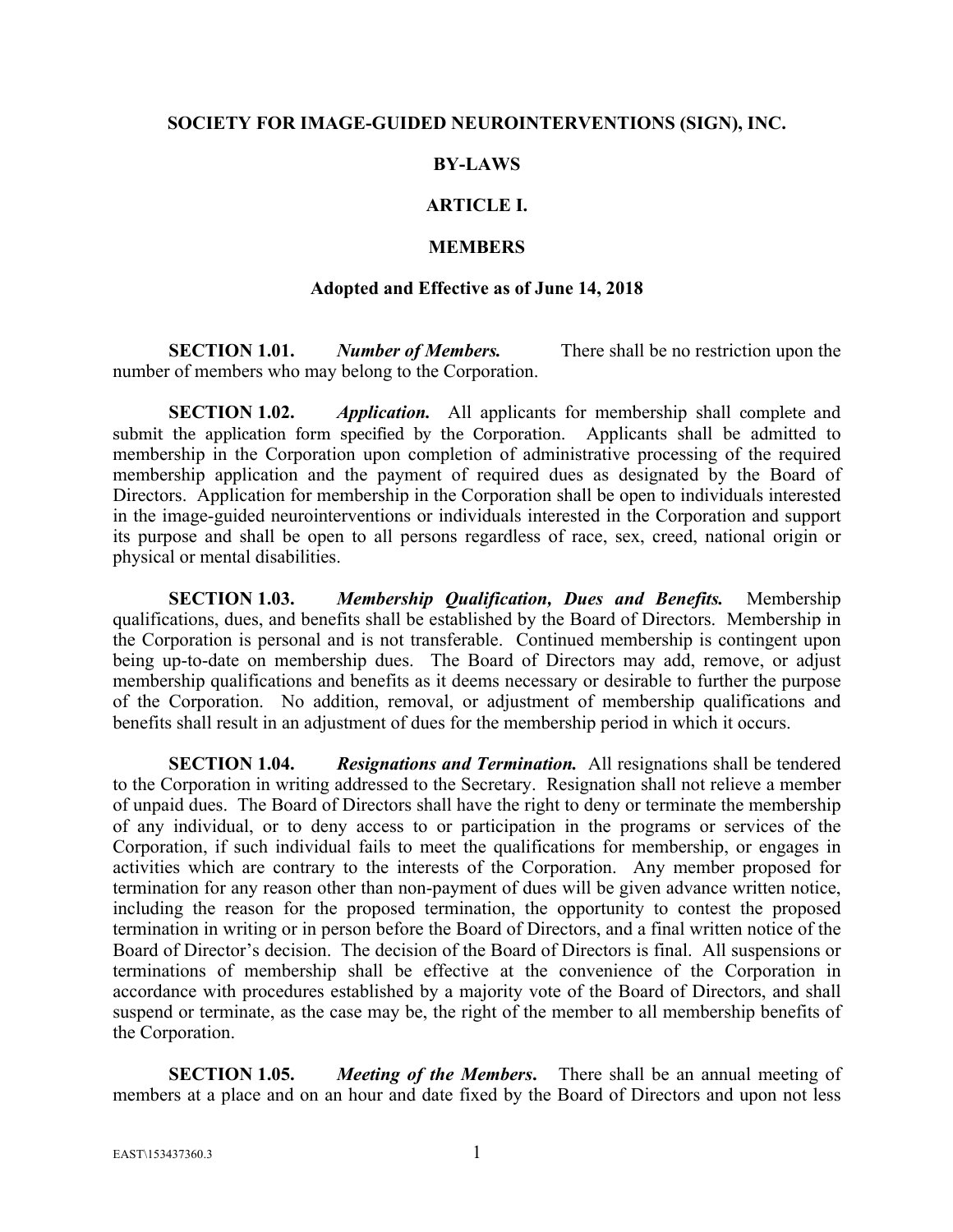**SOCIETY FOR IMAGE-GUIDED NEUROINTERVENTIONS (SIGN), INC.**

**BY-LAWS**

# ARTICLE I.

# MEMBERS

**Adopted and Effective as of June 14, 2018**

**SECTION 1.01.** ***Number of Members.*** There shall be no restriction upon the number of members who may belong to the Corporation.

**SECTION 1.02.** ***Application.*** All applicants for membership shall complete and submit the application form specified by the Corporation. Applicants shall be admitted to membership in the Corporation upon completion of administrative processing of the required membership application and the payment of required dues as designated by the Board of Directors. Application for membership in the Corporation shall be open to individuals interested in the image-guided neurointerventions or individuals interested in the Corporation and support its purpose and shall be open to all persons regardless of race, sex, creed, national origin or physical or mental disabilities.

**SECTION 1.03.** ***Membership Qualification, Dues and Benefits.*** Membership qualifications, dues, and benefits shall be established by the Board of Directors. Membership in the Corporation is personal and is not transferable. Continued membership is contingent upon being up-to-date on membership dues. The Board of Directors may add, remove, or adjust membership qualifications and benefits as it deems necessary or desirable to further the purpose of the Corporation. No addition, removal, or adjustment of membership qualifications and benefits shall result in an adjustment of dues for the membership period in which it occurs.

**SECTION 1.04.** ***Resignations and Termination.*** All resignations shall be tendered to the Corporation in writing addressed to the Secretary. Resignation shall not relieve a member of unpaid dues. The Board of Directors shall have the right to deny or terminate the membership of any individual, or to deny access to or participation in the programs or services of the Corporation, if such individual fails to meet the qualifications for membership, or engages in activities which are contrary to the interests of the Corporation. Any member proposed for termination for any reason other than non-payment of dues will be given advance written notice, including the reason for the proposed termination, the opportunity to contest the proposed termination in writing or in person before the Board of Directors, and a final written notice of the Board of Director's decision. The decision of the Board of Directors is final. All suspensions or terminations of membership shall be effective at the convenience of the Corporation in accordance with procedures established by a majority vote of the Board of Directors, and shall suspend or terminate, as the case may be, the right of the member to all membership benefits of the Corporation.

**SECTION 1.05.** ***Meeting of the Members.*** There shall be an annual meeting of members at a place and on an hour and date fixed by the Board of Directors and upon not less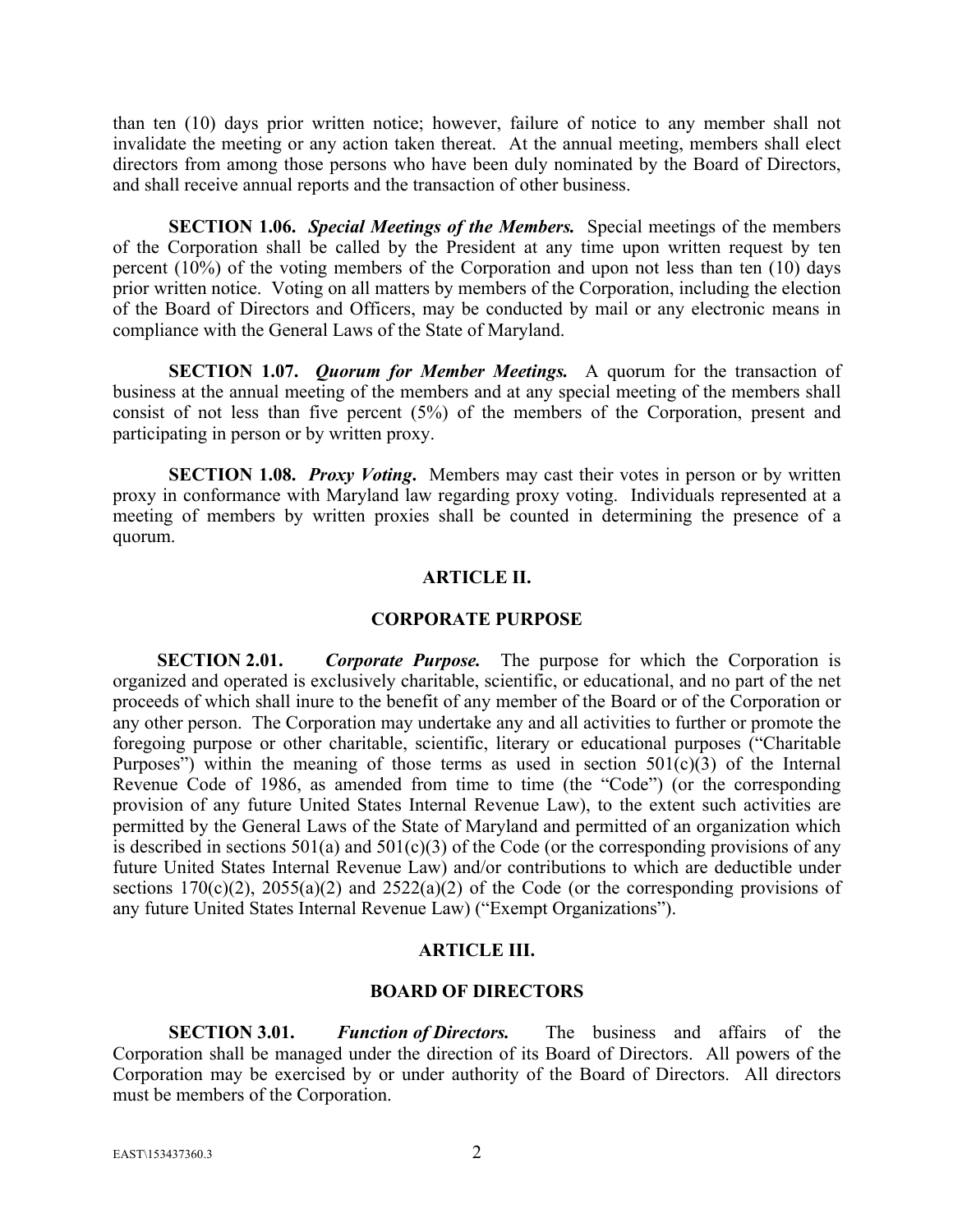than ten (10) days prior written notice; however, failure of notice to any member shall not invalidate the meeting or any action taken thereat. At the annual meeting, members shall elect directors from among those persons who have been duly nominated by the Board of Directors, and shall receive annual reports and the transaction of other business.

**SECTION 1.06.** ***Special Meetings of the Members.*** Special meetings of the members of the Corporation shall be called by the President at any time upon written request by ten percent (10%) of the voting members of the Corporation and upon not less than ten (10) days prior written notice. Voting on all matters by members of the Corporation, including the election of the Board of Directors and Officers, may be conducted by mail or any electronic means in compliance with the General Laws of the State of Maryland.

**SECTION 1.07.** ***Quorum for Member Meetings.*** A quorum for the transaction of business at the annual meeting of the members and at any special meeting of the members shall consist of not less than five percent (5%) of the members of the Corporation, present and participating in person or by written proxy.

**SECTION 1.08.** ***Proxy Voting*.** Members may cast their votes in person or by written proxy in conformance with Maryland law regarding proxy voting. Individuals represented at a meeting of members by written proxies shall be counted in determining the presence of a quorum.

## ARTICLE II.

## CORPORATE PURPOSE

**SECTION 2.01.** ***Corporate Purpose.*** The purpose for which the Corporation is organized and operated is exclusively charitable, scientific, or educational, and no part of the net proceeds of which shall inure to the benefit of any member of the Board or of the Corporation or any other person. The Corporation may undertake any and all activities to further or promote the foregoing purpose or other charitable, scientific, literary or educational purposes ("Charitable Purposes") within the meaning of those terms as used in section 501(c)(3) of the Internal Revenue Code of 1986, as amended from time to time (the "Code") (or the corresponding provision of any future United States Internal Revenue Law), to the extent such activities are permitted by the General Laws of the State of Maryland and permitted of an organization which is described in sections 501(a) and 501(c)(3) of the Code (or the corresponding provisions of any future United States Internal Revenue Law) and/or contributions to which are deductible under sections 170(c)(2), 2055(a)(2) and 2522(a)(2) of the Code (or the corresponding provisions of any future United States Internal Revenue Law) ("Exempt Organizations").

## ARTICLE III.

## BOARD OF DIRECTORS

**SECTION 3.01.** ***Function of Directors.*** The business and affairs of the Corporation shall be managed under the direction of its Board of Directors. All powers of the Corporation may be exercised by or under authority of the Board of Directors. All directors must be members of the Corporation.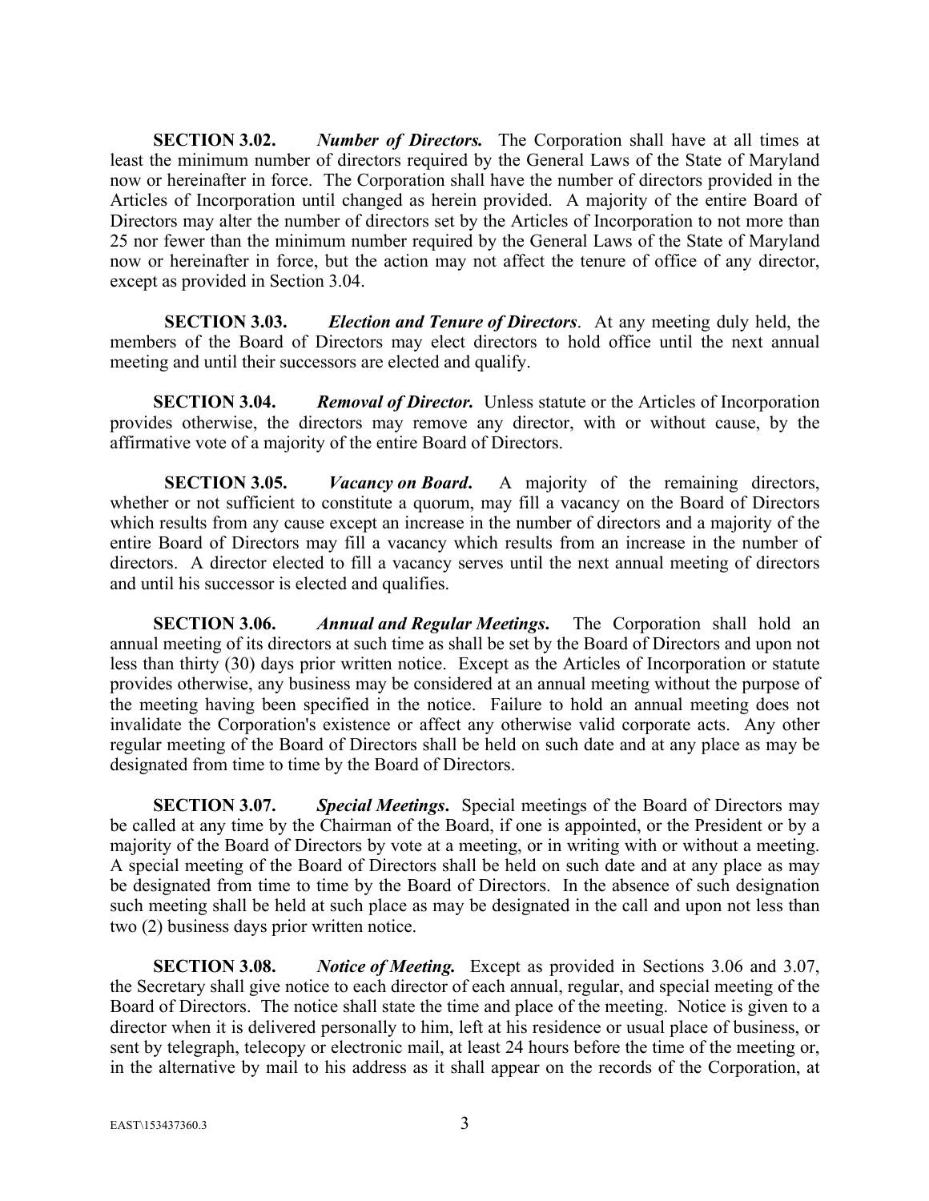**SECTION 3.02.** ***Number of Directors.*** The Corporation shall have at all times at least the minimum number of directors required by the General Laws of the State of Maryland now or hereinafter in force. The Corporation shall have the number of directors provided in the Articles of Incorporation until changed as herein provided. A majority of the entire Board of Directors may alter the number of directors set by the Articles of Incorporation to not more than 25 nor fewer than the minimum number required by the General Laws of the State of Maryland now or hereinafter in force, but the action may not affect the tenure of office of any director, except as provided in Section 3.04.

**SECTION 3.03.** ***Election and Tenure of Directors***. At any meeting duly held, the members of the Board of Directors may elect directors to hold office until the next annual meeting and until their successors are elected and qualify.

**SECTION 3.04.** ***Removal of Director.*** Unless statute or the Articles of Incorporation provides otherwise, the directors may remove any director, with or without cause, by the affirmative vote of a majority of the entire Board of Directors.

**SECTION 3.05.** ***Vacancy on Board*.** A majority of the remaining directors, whether or not sufficient to constitute a quorum, may fill a vacancy on the Board of Directors which results from any cause except an increase in the number of directors and a majority of the entire Board of Directors may fill a vacancy which results from an increase in the number of directors. A director elected to fill a vacancy serves until the next annual meeting of directors and until his successor is elected and qualifies.

**SECTION 3.06.** ***Annual and Regular Meetings*.** The Corporation shall hold an annual meeting of its directors at such time as shall be set by the Board of Directors and upon not less than thirty (30) days prior written notice. Except as the Articles of Incorporation or statute provides otherwise, any business may be considered at an annual meeting without the purpose of the meeting having been specified in the notice. Failure to hold an annual meeting does not invalidate the Corporation's existence or affect any otherwise valid corporate acts. Any other regular meeting of the Board of Directors shall be held on such date and at any place as may be designated from time to time by the Board of Directors.

**SECTION 3.07.** ***Special Meetings*.** Special meetings of the Board of Directors may be called at any time by the Chairman of the Board, if one is appointed, or the President or by a majority of the Board of Directors by vote at a meeting, or in writing with or without a meeting. A special meeting of the Board of Directors shall be held on such date and at any place as may be designated from time to time by the Board of Directors. In the absence of such designation such meeting shall be held at such place as may be designated in the call and upon not less than two (2) business days prior written notice.

**SECTION 3.08.** ***Notice of Meeting.*** Except as provided in Sections 3.06 and 3.07, the Secretary shall give notice to each director of each annual, regular, and special meeting of the Board of Directors. The notice shall state the time and place of the meeting. Notice is given to a director when it is delivered personally to him, left at his residence or usual place of business, or sent by telegraph, telecopy or electronic mail, at least 24 hours before the time of the meeting or, in the alternative by mail to his address as it shall appear on the records of the Corporation, at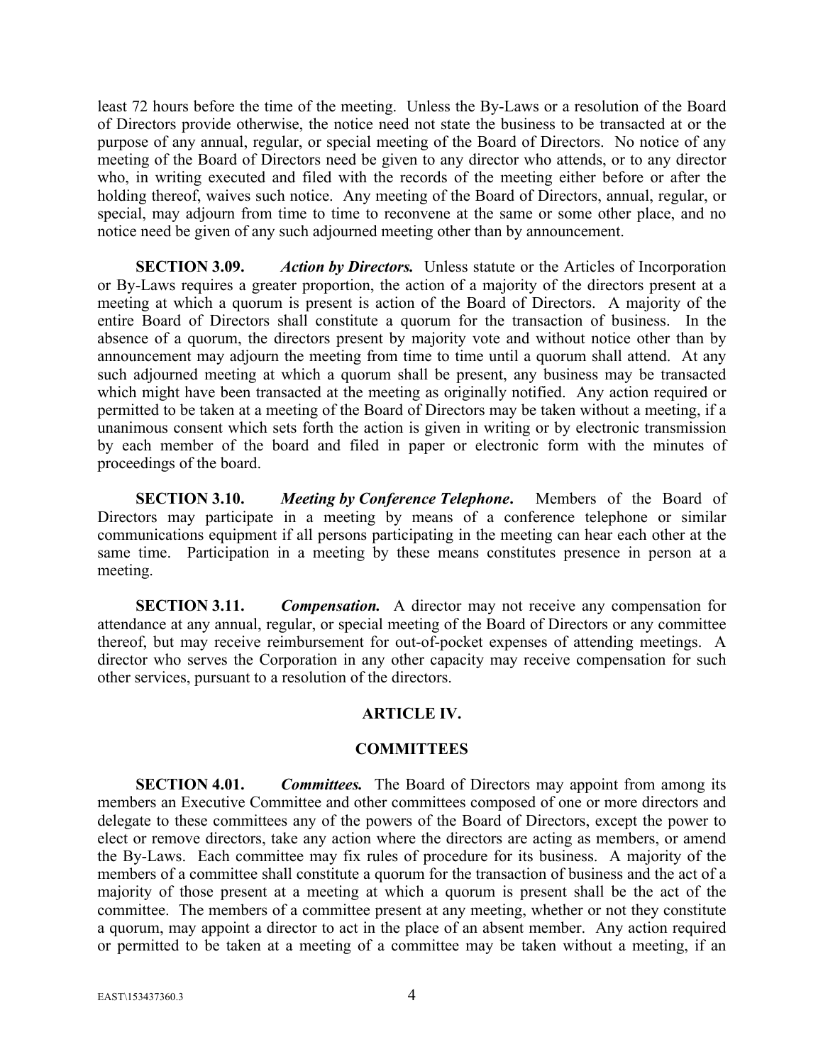least 72 hours before the time of the meeting. Unless the By-Laws or a resolution of the Board of Directors provide otherwise, the notice need not state the business to be transacted at or the purpose of any annual, regular, or special meeting of the Board of Directors. No notice of any meeting of the Board of Directors need be given to any director who attends, or to any director who, in writing executed and filed with the records of the meeting either before or after the holding thereof, waives such notice. Any meeting of the Board of Directors, annual, regular, or special, may adjourn from time to time to reconvene at the same or some other place, and no notice need be given of any such adjourned meeting other than by announcement.

**SECTION 3.09.** ***Action by Directors.*** Unless statute or the Articles of Incorporation or By-Laws requires a greater proportion, the action of a majority of the directors present at a meeting at which a quorum is present is action of the Board of Directors. A majority of the entire Board of Directors shall constitute a quorum for the transaction of business. In the absence of a quorum, the directors present by majority vote and without notice other than by announcement may adjourn the meeting from time to time until a quorum shall attend. At any such adjourned meeting at which a quorum shall be present, any business may be transacted which might have been transacted at the meeting as originally notified. Any action required or permitted to be taken at a meeting of the Board of Directors may be taken without a meeting, if a unanimous consent which sets forth the action is given in writing or by electronic transmission by each member of the board and filed in paper or electronic form with the minutes of proceedings of the board.

**SECTION 3.10.** ***Meeting by Conference Telephone*.** Members of the Board of Directors may participate in a meeting by means of a conference telephone or similar communications equipment if all persons participating in the meeting can hear each other at the same time. Participation in a meeting by these means constitutes presence in person at a meeting.

**SECTION 3.11.** ***Compensation.*** A director may not receive any compensation for attendance at any annual, regular, or special meeting of the Board of Directors or any committee thereof, but may receive reimbursement for out-of-pocket expenses of attending meetings. A director who serves the Corporation in any other capacity may receive compensation for such other services, pursuant to a resolution of the directors.

## ARTICLE IV.

## COMMITTEES

**SECTION 4.01.** ***Committees.*** The Board of Directors may appoint from among its members an Executive Committee and other committees composed of one or more directors and delegate to these committees any of the powers of the Board of Directors, except the power to elect or remove directors, take any action where the directors are acting as members, or amend the By-Laws. Each committee may fix rules of procedure for its business. A majority of the members of a committee shall constitute a quorum for the transaction of business and the act of a majority of those present at a meeting at which a quorum is present shall be the act of the committee. The members of a committee present at any meeting, whether or not they constitute a quorum, may appoint a director to act in the place of an absent member. Any action required or permitted to be taken at a meeting of a committee may be taken without a meeting, if an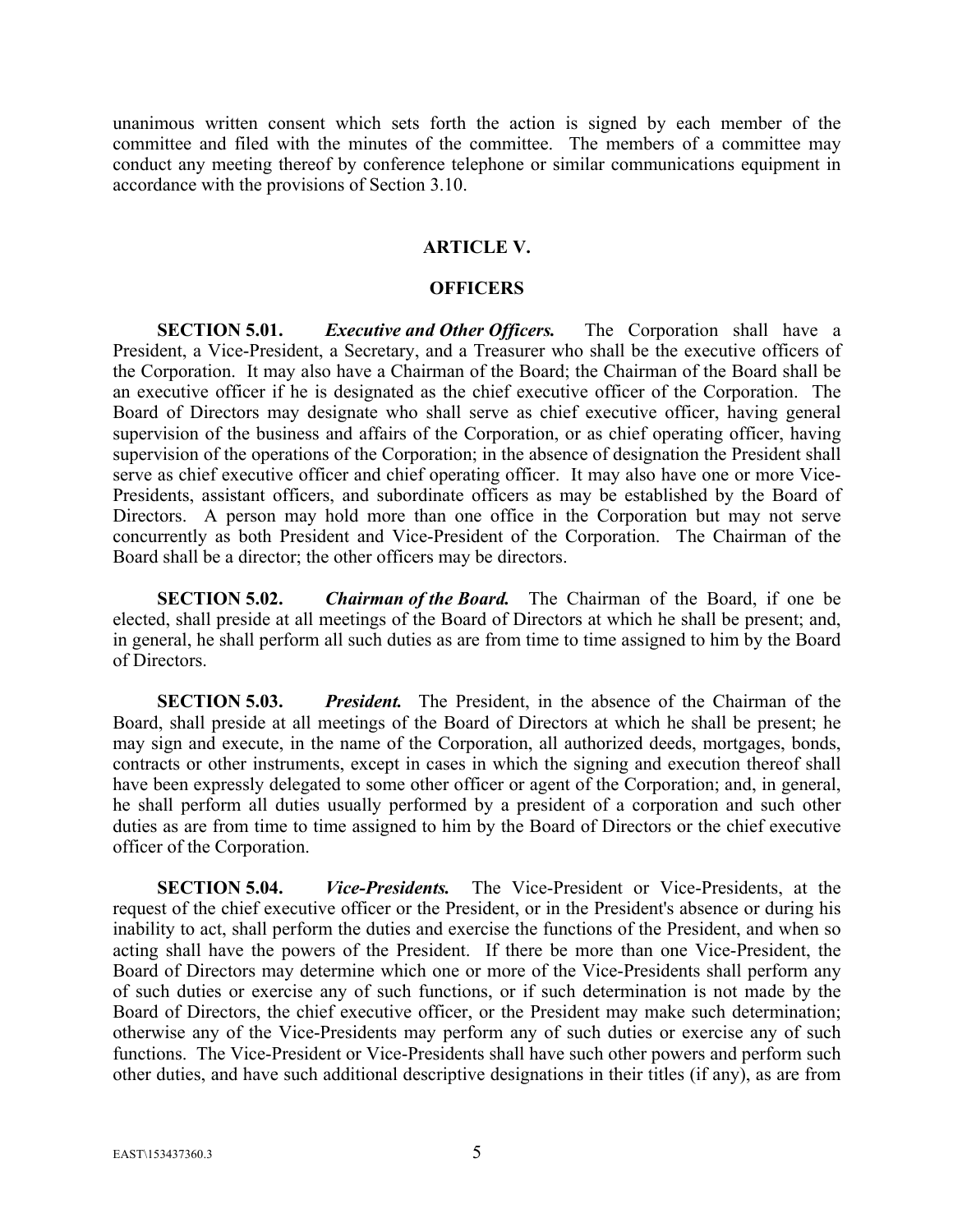unanimous written consent which sets forth the action is signed by each member of the committee and filed with the minutes of the committee. The members of a committee may conduct any meeting thereof by conference telephone or similar communications equipment in accordance with the provisions of Section 3.10.

## ARTICLE V.

## OFFICERS

**SECTION 5.01.** ***Executive and Other Officers.*** The Corporation shall have a President, a Vice-President, a Secretary, and a Treasurer who shall be the executive officers of the Corporation. It may also have a Chairman of the Board; the Chairman of the Board shall be an executive officer if he is designated as the chief executive officer of the Corporation. The Board of Directors may designate who shall serve as chief executive officer, having general supervision of the business and affairs of the Corporation, or as chief operating officer, having supervision of the operations of the Corporation; in the absence of designation the President shall serve as chief executive officer and chief operating officer. It may also have one or more Vice-Presidents, assistant officers, and subordinate officers as may be established by the Board of Directors. A person may hold more than one office in the Corporation but may not serve concurrently as both President and Vice-President of the Corporation. The Chairman of the Board shall be a director; the other officers may be directors.

**SECTION 5.02.** ***Chairman of the Board.*** The Chairman of the Board, if one be elected, shall preside at all meetings of the Board of Directors at which he shall be present; and, in general, he shall perform all such duties as are from time to time assigned to him by the Board of Directors.

**SECTION 5.03.** ***President.*** The President, in the absence of the Chairman of the Board, shall preside at all meetings of the Board of Directors at which he shall be present; he may sign and execute, in the name of the Corporation, all authorized deeds, mortgages, bonds, contracts or other instruments, except in cases in which the signing and execution thereof shall have been expressly delegated to some other officer or agent of the Corporation; and, in general, he shall perform all duties usually performed by a president of a corporation and such other duties as are from time to time assigned to him by the Board of Directors or the chief executive officer of the Corporation.

**SECTION 5.04.** ***Vice-Presidents.*** The Vice-President or Vice-Presidents, at the request of the chief executive officer or the President, or in the President's absence or during his inability to act, shall perform the duties and exercise the functions of the President, and when so acting shall have the powers of the President. If there be more than one Vice-President, the Board of Directors may determine which one or more of the Vice-Presidents shall perform any of such duties or exercise any of such functions, or if such determination is not made by the Board of Directors, the chief executive officer, or the President may make such determination; otherwise any of the Vice-Presidents may perform any of such duties or exercise any of such functions. The Vice-President or Vice-Presidents shall have such other powers and perform such other duties, and have such additional descriptive designations in their titles (if any), as are from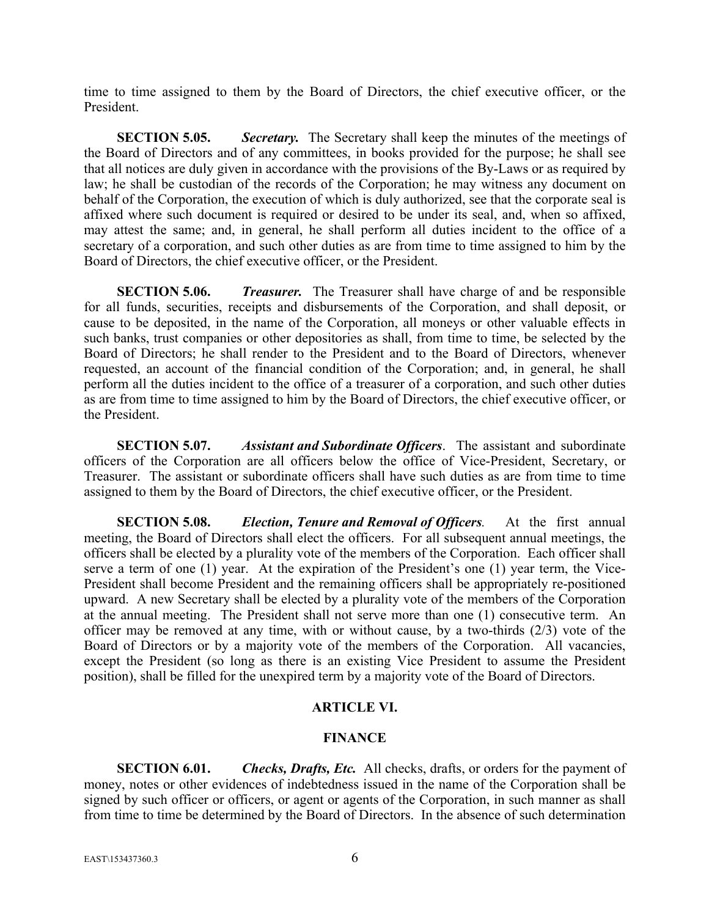time to time assigned to them by the Board of Directors, the chief executive officer, or the President.

**SECTION 5.05.** ***Secretary.*** The Secretary shall keep the minutes of the meetings of the Board of Directors and of any committees, in books provided for the purpose; he shall see that all notices are duly given in accordance with the provisions of the By-Laws or as required by law; he shall be custodian of the records of the Corporation; he may witness any document on behalf of the Corporation, the execution of which is duly authorized, see that the corporate seal is affixed where such document is required or desired to be under its seal, and, when so affixed, may attest the same; and, in general, he shall perform all duties incident to the office of a secretary of a corporation, and such other duties as are from time to time assigned to him by the Board of Directors, the chief executive officer, or the President.

**SECTION 5.06.** ***Treasurer.*** The Treasurer shall have charge of and be responsible for all funds, securities, receipts and disbursements of the Corporation, and shall deposit, or cause to be deposited, in the name of the Corporation, all moneys or other valuable effects in such banks, trust companies or other depositories as shall, from time to time, be selected by the Board of Directors; he shall render to the President and to the Board of Directors, whenever requested, an account of the financial condition of the Corporation; and, in general, he shall perform all the duties incident to the office of a treasurer of a corporation, and such other duties as are from time to time assigned to him by the Board of Directors, the chief executive officer, or the President.

**SECTION 5.07.** ***Assistant and Subordinate Officers***. The assistant and subordinate officers of the Corporation are all officers below the office of Vice-President, Secretary, or Treasurer. The assistant or subordinate officers shall have such duties as are from time to time assigned to them by the Board of Directors, the chief executive officer, or the President.

**SECTION 5.08.** ***Election, Tenure and Removal of Officers.*** At the first annual meeting, the Board of Directors shall elect the officers. For all subsequent annual meetings, the officers shall be elected by a plurality vote of the members of the Corporation. Each officer shall serve a term of one (1) year. At the expiration of the President's one (1) year term, the Vice-President shall become President and the remaining officers shall be appropriately re-positioned upward. A new Secretary shall be elected by a plurality vote of the members of the Corporation at the annual meeting. The President shall not serve more than one (1) consecutive term. An officer may be removed at any time, with or without cause, by a two-thirds (2/3) vote of the Board of Directors or by a majority vote of the members of the Corporation. All vacancies, except the President (so long as there is an existing Vice President to assume the President position), shall be filled for the unexpired term by a majority vote of the Board of Directors.

## ARTICLE VI.

## FINANCE

**SECTION 6.01.** ***Checks, Drafts, Etc.*** All checks, drafts, or orders for the payment of money, notes or other evidences of indebtedness issued in the name of the Corporation shall be signed by such officer or officers, or agent or agents of the Corporation, in such manner as shall from time to time be determined by the Board of Directors. In the absence of such determination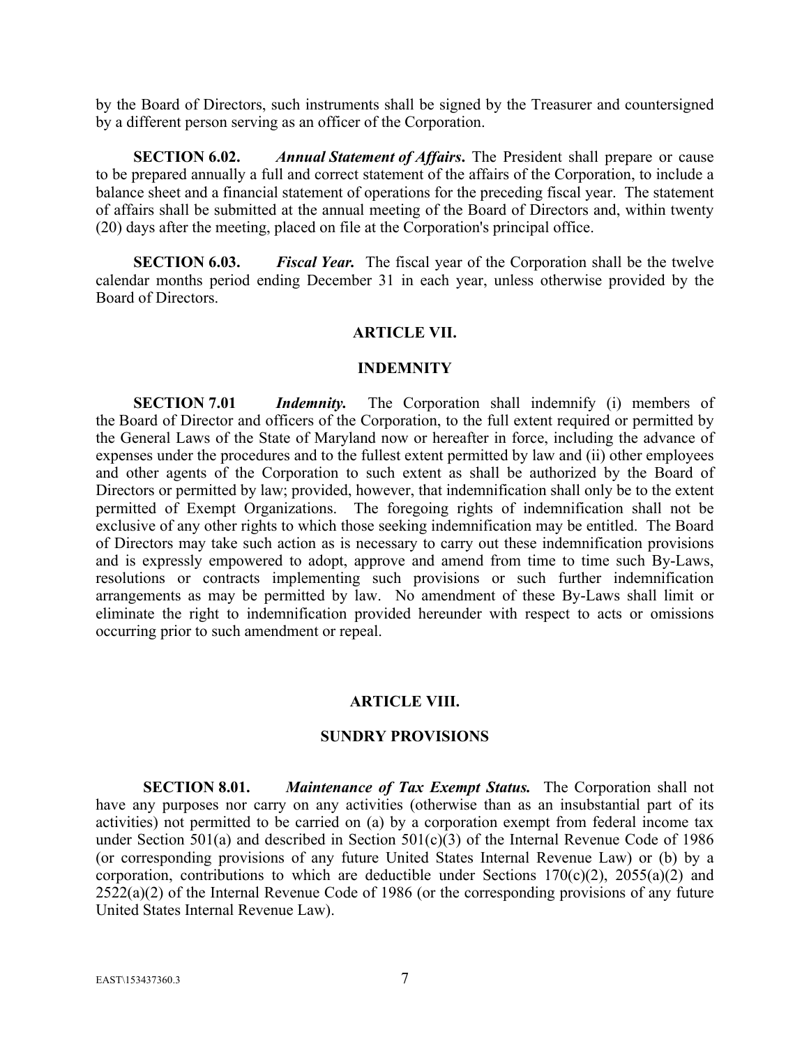by the Board of Directors, such instruments shall be signed by the Treasurer and countersigned by a different person serving as an officer of the Corporation.

**SECTION 6.02.** ***Annual Statement of Affairs*****.** The President shall prepare or cause to be prepared annually a full and correct statement of the affairs of the Corporation, to include a balance sheet and a financial statement of operations for the preceding fiscal year. The statement of affairs shall be submitted at the annual meeting of the Board of Directors and, within twenty (20) days after the meeting, placed on file at the Corporation's principal office.

**SECTION 6.03.** ***Fiscal Year.*** The fiscal year of the Corporation shall be the twelve calendar months period ending December 31 in each year, unless otherwise provided by the Board of Directors.

## ARTICLE VII.

## INDEMNITY

**SECTION 7.01** ***Indemnity.*** The Corporation shall indemnify (i) members of the Board of Director and officers of the Corporation, to the full extent required or permitted by the General Laws of the State of Maryland now or hereafter in force, including the advance of expenses under the procedures and to the fullest extent permitted by law and (ii) other employees and other agents of the Corporation to such extent as shall be authorized by the Board of Directors or permitted by law; provided, however, that indemnification shall only be to the extent permitted of Exempt Organizations. The foregoing rights of indemnification shall not be exclusive of any other rights to which those seeking indemnification may be entitled. The Board of Directors may take such action as is necessary to carry out these indemnification provisions and is expressly empowered to adopt, approve and amend from time to time such By-Laws, resolutions or contracts implementing such provisions or such further indemnification arrangements as may be permitted by law. No amendment of these By-Laws shall limit or eliminate the right to indemnification provided hereunder with respect to acts or omissions occurring prior to such amendment or repeal.

## ARTICLE VIII.

## SUNDRY PROVISIONS

**SECTION 8.01.** ***Maintenance of Tax Exempt Status.*** The Corporation shall not have any purposes nor carry on any activities (otherwise than as an insubstantial part of its activities) not permitted to be carried on (a) by a corporation exempt from federal income tax under Section 501(a) and described in Section 501(c)(3) of the Internal Revenue Code of 1986 (or corresponding provisions of any future United States Internal Revenue Law) or (b) by a corporation, contributions to which are deductible under Sections 170(c)(2), 2055(a)(2) and 2522(a)(2) of the Internal Revenue Code of 1986 (or the corresponding provisions of any future United States Internal Revenue Law).

EAST\153437360.3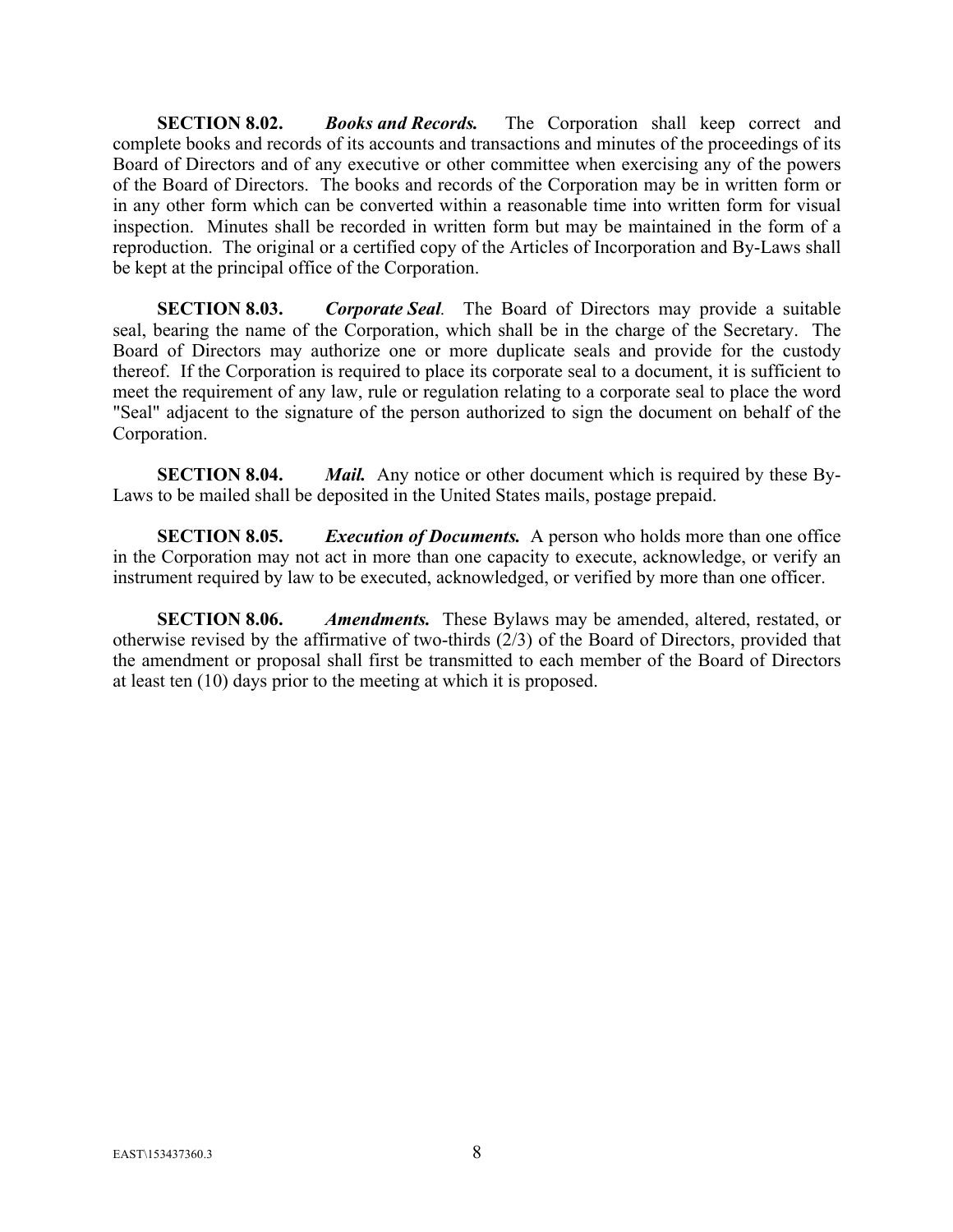**SECTION 8.02.** ***Books and Records.*** The Corporation shall keep correct and complete books and records of its accounts and transactions and minutes of the proceedings of its Board of Directors and of any executive or other committee when exercising any of the powers of the Board of Directors. The books and records of the Corporation may be in written form or in any other form which can be converted within a reasonable time into written form for visual inspection. Minutes shall be recorded in written form but may be maintained in the form of a reproduction. The original or a certified copy of the Articles of Incorporation and By-Laws shall be kept at the principal office of the Corporation.

**SECTION 8.03.** ***Corporate Seal.*** The Board of Directors may provide a suitable seal, bearing the name of the Corporation, which shall be in the charge of the Secretary. The Board of Directors may authorize one or more duplicate seals and provide for the custody thereof. If the Corporation is required to place its corporate seal to a document, it is sufficient to meet the requirement of any law, rule or regulation relating to a corporate seal to place the word "Seal" adjacent to the signature of the person authorized to sign the document on behalf of the Corporation.

**SECTION 8.04.** ***Mail.*** Any notice or other document which is required by these By-Laws to be mailed shall be deposited in the United States mails, postage prepaid.

**SECTION 8.05.** ***Execution of Documents.*** A person who holds more than one office in the Corporation may not act in more than one capacity to execute, acknowledge, or verify an instrument required by law to be executed, acknowledged, or verified by more than one officer.

**SECTION 8.06.** ***Amendments.*** These Bylaws may be amended, altered, restated, or otherwise revised by the affirmative of two-thirds (2/3) of the Board of Directors, provided that the amendment or proposal shall first be transmitted to each member of the Board of Directors at least ten (10) days prior to the meeting at which it is proposed.

EAST\153437360.3